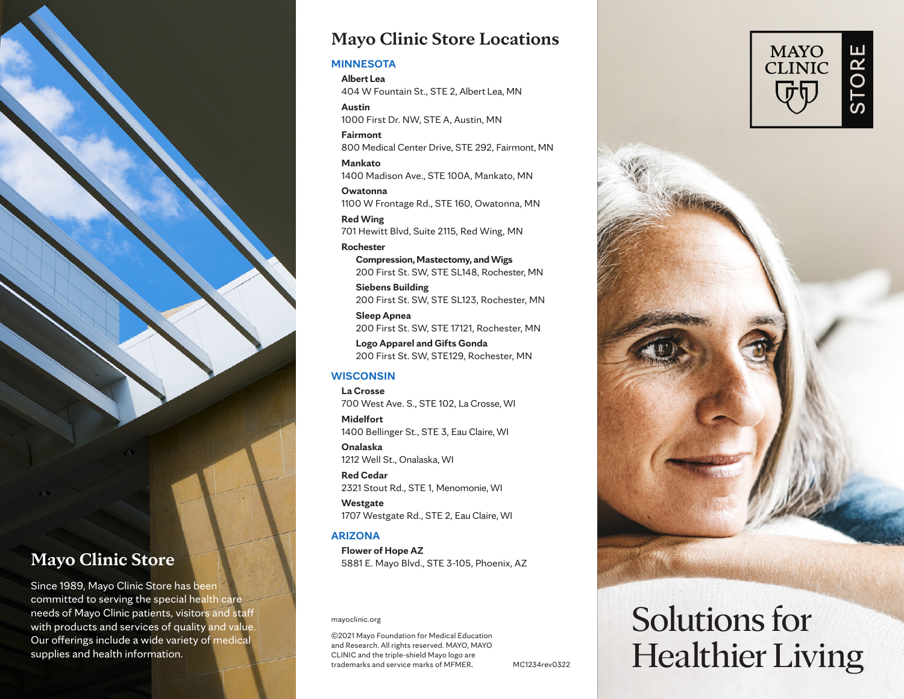## Mayo Clinic Store

Since 1989, Mayo Clinic Store has been committed to serving the special health care needs of Mayo Clinic patients, visitors and staff with products and services of quality and value. Our offerings include a wide variety of medical supplies and health information.

# Mayo Clinic Store Locations

### MINNESOTA

**Albert Lea**
404 W Fountain St., STE 2, Albert Lea, MN

**Austin**
1000 First Dr. NW, STE A, Austin, MN

**Fairmont**
800 Medical Center Drive, STE 292, Fairmont, MN

**Mankato**
1400 Madison Ave., STE 100A, Mankato, MN

**Owatonna**
1100 W Frontage Rd., STE 160, Owatonna, MN

**Red Wing**
701 Hewitt Blvd, Suite 2115, Red Wing, MN

**Rochester**

- **Compression, Mastectomy, and Wigs**
  200 First St. SW, STE SL148, Rochester, MN
- **Siebens Building**
  200 First St. SW, STE SL123, Rochester, MN
- **Sleep Apnea**
  200 First St. SW, STE 17121, Rochester, MN
- **Logo Apparel and Gifts Gonda**
  200 First St. SW, STE129, Rochester, MN

### WISCONSIN

**La Crosse**
700 West Ave. S., STE 102, La Crosse, WI

**Midelfort**
1400 Bellinger St., STE 3, Eau Claire, WI

**Onalaska**
1212 Well St., Onalaska, WI

**Red Cedar**
2321 Stout Rd., STE 1, Menomonie, WI

**Westgate**
1707 Westgate Rd., STE 2, Eau Claire, WI

### ARIZONA

**Flower of Hope AZ**
5881 E. Mayo Blvd., STE 3-105, Phoenix, AZ

mayoclinic.org

©2021 Mayo Foundation for Medical Education and Research. All rights reserved. MAYO, MAYO CLINIC and the triple-shield Mayo logo are trademarks and service marks of MFMER.

MC1234rev0322

MAYO CLINIC STORE

# Solutions for Healthier Living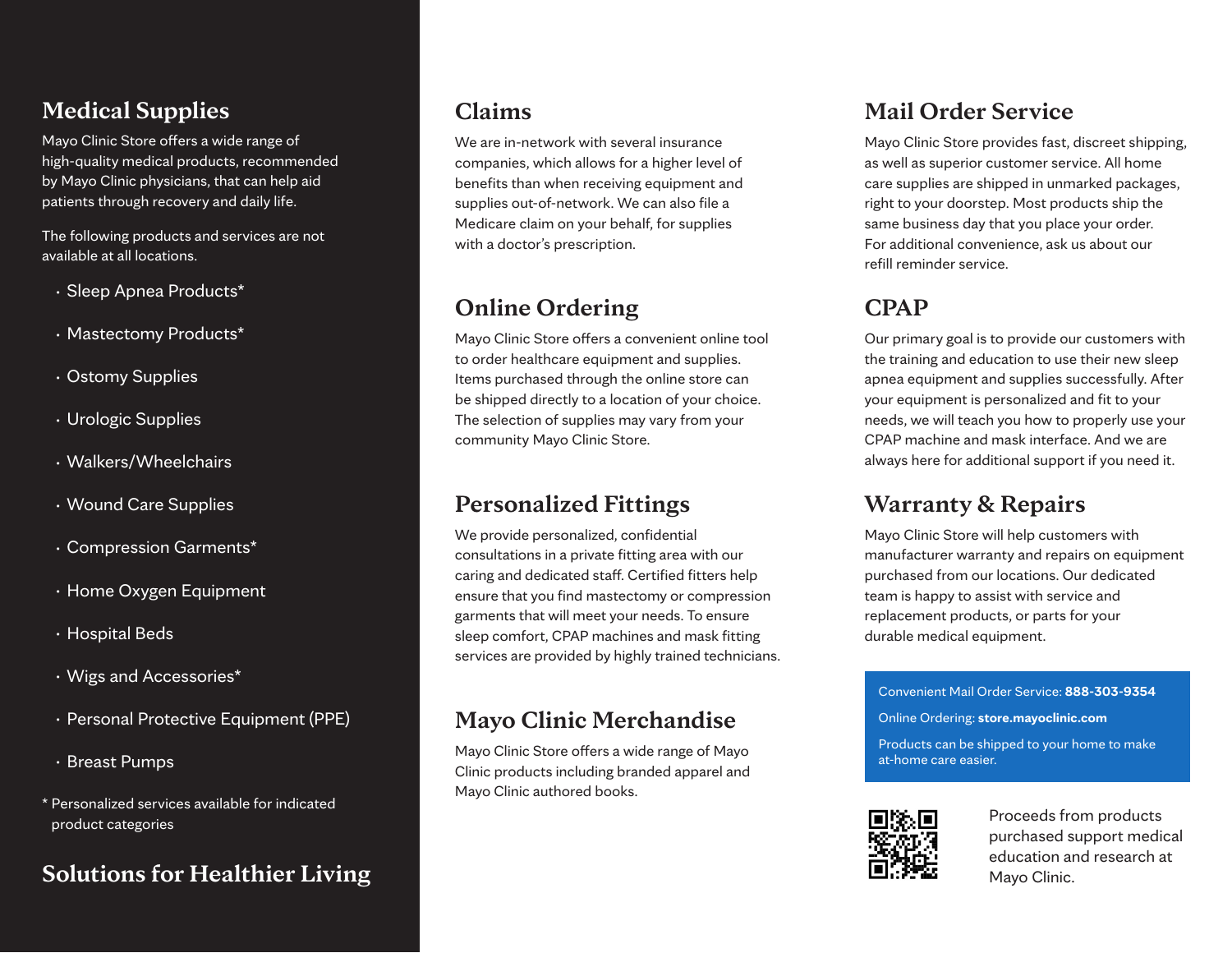## Medical Supplies

Mayo Clinic Store offers a wide range of high-quality medical products, recommended by Mayo Clinic physicians, that can help aid patients through recovery and daily life.

The following products and services are not available at all locations.

- Sleep Apnea Products*
- Mastectomy Products*
- Ostomy Supplies
- Urologic Supplies
- Walkers/Wheelchairs
- Wound Care Supplies
- Compression Garments*
- Home Oxygen Equipment
- Hospital Beds
- Wigs and Accessories*
- Personal Protective Equipment (PPE)
- Breast Pumps

* Personalized services available for indicated product categories

## Solutions for Healthier Living

## Claims

We are in-network with several insurance companies, which allows for a higher level of benefits than when receiving equipment and supplies out-of-network. We can also file a Medicare claim on your behalf, for supplies with a doctor's prescription.

## Online Ordering

Mayo Clinic Store offers a convenient online tool to order healthcare equipment and supplies. Items purchased through the online store can be shipped directly to a location of your choice. The selection of supplies may vary from your community Mayo Clinic Store.

## Personalized Fittings

We provide personalized, confidential consultations in a private fitting area with our caring and dedicated staff. Certified fitters help ensure that you find mastectomy or compression garments that will meet your needs. To ensure sleep comfort, CPAP machines and mask fitting services are provided by highly trained technicians.

## Mayo Clinic Merchandise

Mayo Clinic Store offers a wide range of Mayo Clinic products including branded apparel and Mayo Clinic authored books.

## Mail Order Service

Mayo Clinic Store provides fast, discreet shipping, as well as superior customer service. All home care supplies are shipped in unmarked packages, right to your doorstep. Most products ship the same business day that you place your order. For additional convenience, ask us about our refill reminder service.

## CPAP

Our primary goal is to provide our customers with the training and education to use their new sleep apnea equipment and supplies successfully. After your equipment is personalized and fit to your needs, we will teach you how to properly use your CPAP machine and mask interface. And we are always here for additional support if you need it.

## Warranty & Repairs

Mayo Clinic Store will help customers with manufacturer warranty and repairs on equipment purchased from our locations. Our dedicated team is happy to assist with service and replacement products, or parts for your durable medical equipment.

Convenient Mail Order Service: **888-303-9354**

Online Ordering: **store.mayoclinic.com**

Products can be shipped to your home to make at-home care easier.

Proceeds from products purchased support medical education and research at Mayo Clinic.